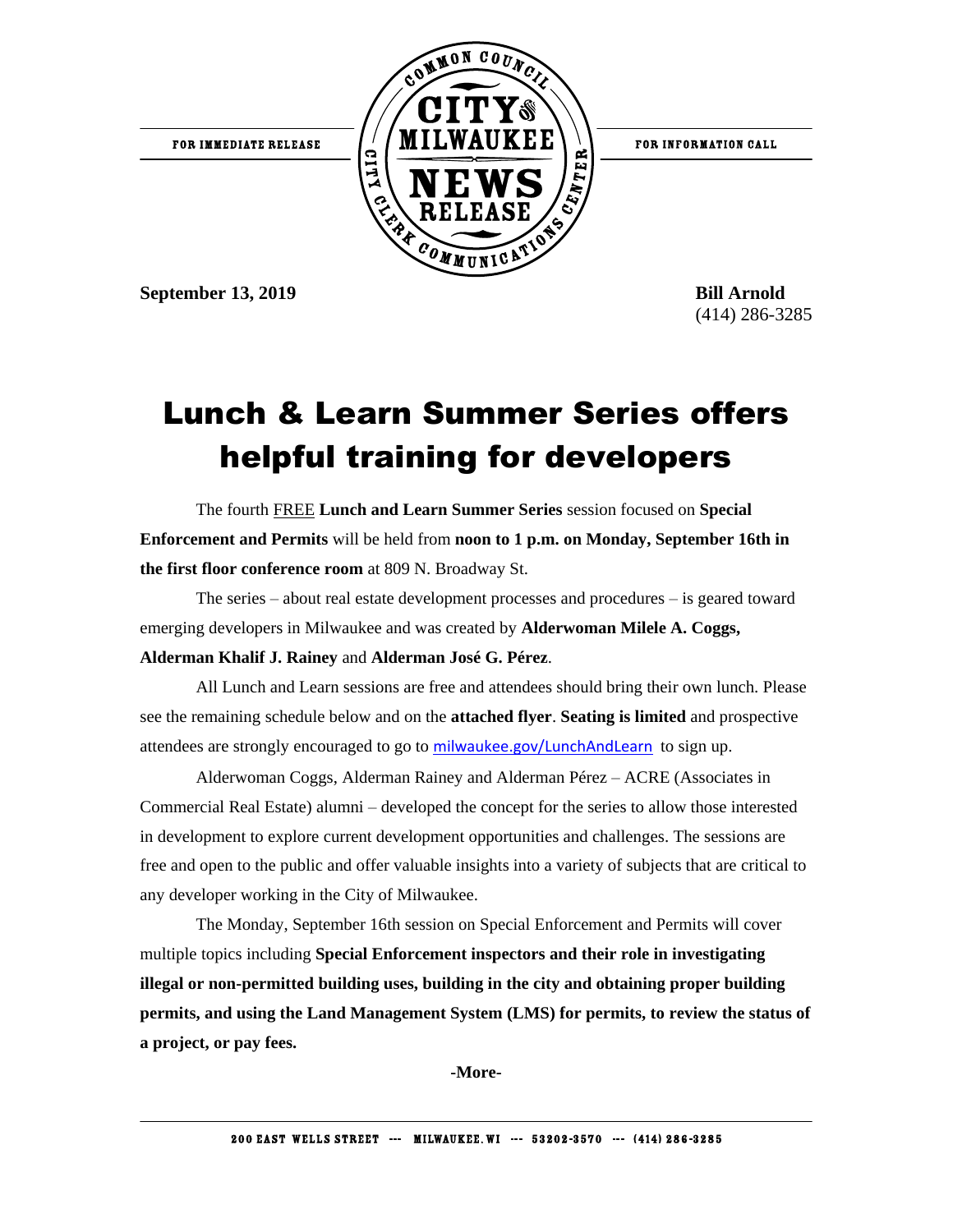FOR IMMEDIATE RELEASE

FOR INFORMATION CALL

**September 13, 2019**

**Bill Arnold**
(414) 286-3285

# Lunch & Learn Summer Series offers helpful training for developers

The fourth FREE **Lunch and Learn Summer Series** session focused on **Special Enforcement and Permits** will be held from **noon to 1 p.m. on Monday, September 16th in the first floor conference room** at 809 N. Broadway St.

The series – about real estate development processes and procedures – is geared toward emerging developers in Milwaukee and was created by **Alderwoman Milele A. Coggs, Alderman Khalif J. Rainey** and **Alderman José G. Pérez**.

All Lunch and Learn sessions are free and attendees should bring their own lunch. Please see the remaining schedule below and on the **attached flyer**. **Seating is limited** and prospective attendees are strongly encouraged to go to milwaukee.gov/LunchAndLearn to sign up.

Alderwoman Coggs, Alderman Rainey and Alderman Pérez – ACRE (Associates in Commercial Real Estate) alumni – developed the concept for the series to allow those interested in development to explore current development opportunities and challenges. The sessions are free and open to the public and offer valuable insights into a variety of subjects that are critical to any developer working in the City of Milwaukee.

The Monday, September 16th session on Special Enforcement and Permits will cover multiple topics including **Special Enforcement inspectors and their role in investigating illegal or non-permitted building uses, building in the city and obtaining proper building permits, and using the Land Management System (LMS) for permits, to review the status of a project, or pay fees.**

**-More-**

200 EAST WELLS STREET --- MILWAUKEE, WI --- 53202-3570 --- (414) 286-3285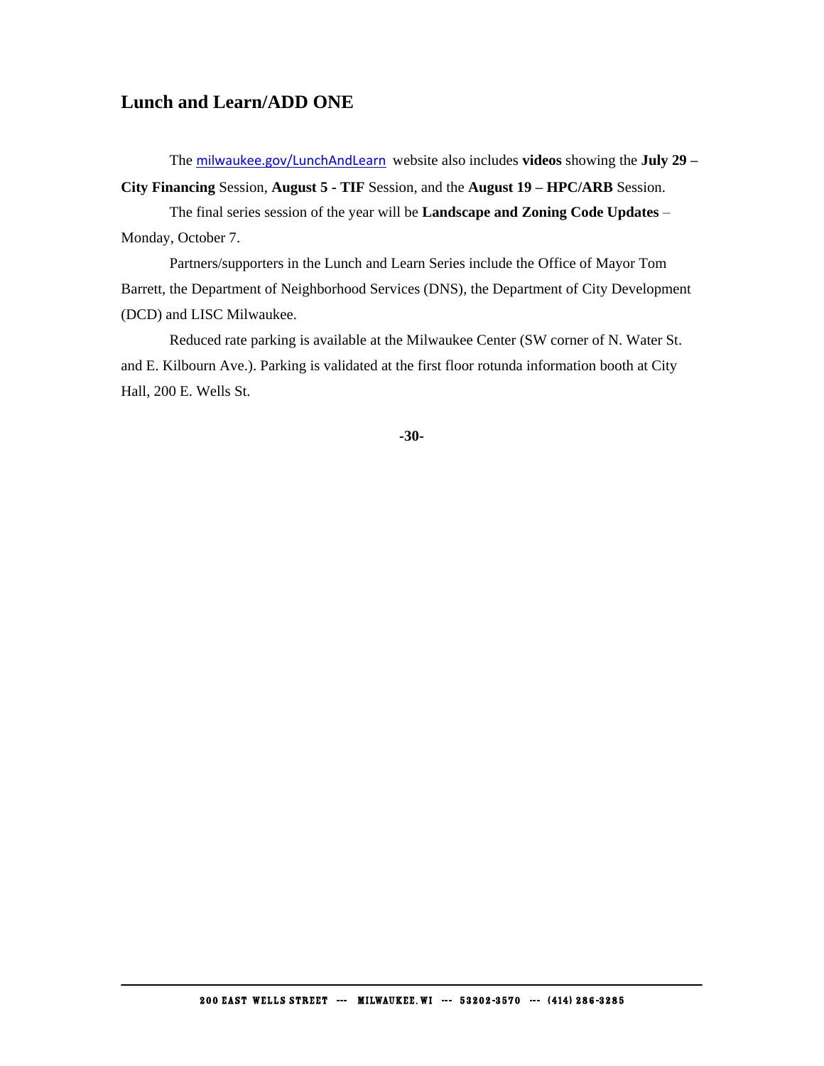## Lunch and Learn/ADD ONE

The milwaukee.gov/LunchAndLearn website also includes **videos** showing the **July 29 – City Financing** Session, **August 5 - TIF** Session, and the **August 19 – HPC/ARB** Session.

The final series session of the year will be **Landscape and Zoning Code Updates** – Monday, October 7.

Partners/supporters in the Lunch and Learn Series include the Office of Mayor Tom Barrett, the Department of Neighborhood Services (DNS), the Department of City Development (DCD) and LISC Milwaukee.

Reduced rate parking is available at the Milwaukee Center (SW corner of N. Water St. and E. Kilbourn Ave.). Parking is validated at the first floor rotunda information booth at City Hall, 200 E. Wells St.

**-30-**

200 EAST WELLS STREET --- MILWAUKEE, WI --- 53202-3570 --- (414) 286-3285